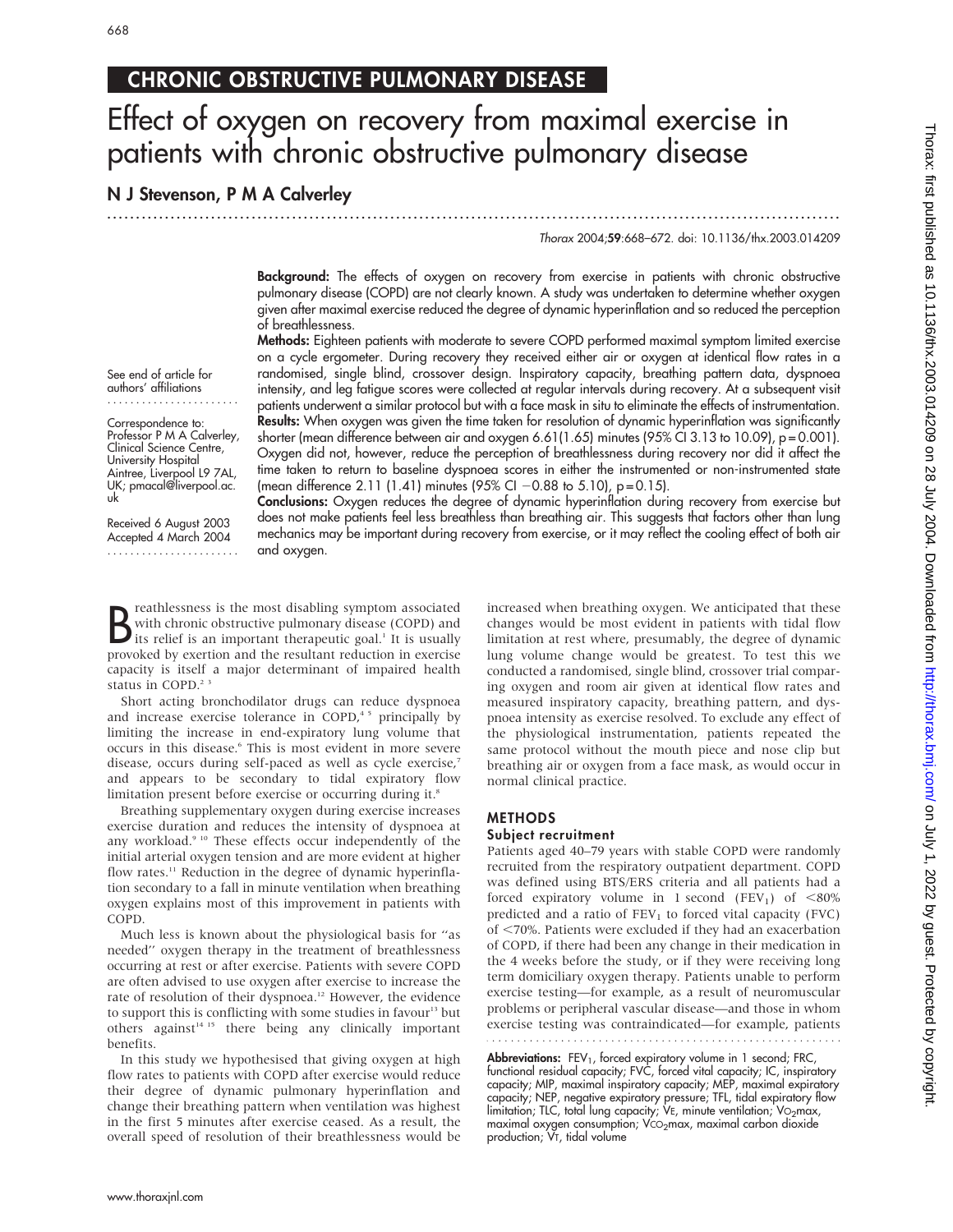# CHRONIC OBSTRUCTIVE PULMONARY DISEASE

# Effect of oxygen on recovery from maximal exercise in patients with chronic obstructive pulmonary disease

**N J Stevenson, P M A Calverley**

*Thorax* 2004;**59**:668–672. doi: 10.1136/thx.2003.014209

See end of article for authors' affiliations

Correspondence to: Professor P M A Calverley, Clinical Science Centre, University Hospital Aintree, Liverpool L9 7AL, UK; pmacal@liverpool.ac.uk

Received 6 August 2003
Accepted 4 March 2004

**Background:** The effects of oxygen on recovery from exercise in patients with chronic obstructive pulmonary disease (COPD) are not clearly known. A study was undertaken to determine whether oxygen given after maximal exercise reduced the degree of dynamic hyperinflation and so reduced the perception of breathlessness.

**Methods:** Eighteen patients with moderate to severe COPD performed maximal symptom limited exercise on a cycle ergometer. During recovery they received either air or oxygen at identical flow rates in a randomised, single blind, crossover design. Inspiratory capacity, breathing pattern data, dyspnoea intensity, and leg fatigue scores were collected at regular intervals during recovery. At a subsequent visit patients underwent a similar protocol but with a face mask in situ to eliminate the effects of instrumentation.

**Results:** When oxygen was given the time taken for resolution of dynamic hyperinflation was significantly shorter (mean difference between air and oxygen 6.61(1.65) minutes (95% CI 3.13 to 10.09), p = 0.001). Oxygen did not, however, reduce the perception of breathlessness during recovery nor did it affect the time taken to return to baseline dyspnoea scores in either the instrumented or non-instrumented state (mean difference 2.11 (1.41) minutes (95% CI −0.88 to 5.10), p = 0.15).

**Conclusions:** Oxygen reduces the degree of dynamic hyperinflation during recovery from exercise but does not make patients feel less breathless than breathing air. This suggests that factors other than lung mechanics may be important during recovery from exercise, or it may reflect the cooling effect of both air and oxygen.

Breathlessness is the most disabling symptom associated with chronic obstructive pulmonary disease (COPD) and its relief is an important therapeutic goal.[1] It is usually provoked by exertion and the resultant reduction in exercise capacity is itself a major determinant of impaired health status in COPD.[2 3]

Short acting bronchodilator drugs can reduce dyspnoea and increase exercise tolerance in COPD,[4 5] principally by limiting the increase in end-expiratory lung volume that occurs in this disease.[6] This is most evident in more severe disease, occurs during self-paced as well as cycle exercise,[7] and appears to be secondary to tidal expiratory flow limitation present before exercise or occurring during it.[8]

Breathing supplementary oxygen during exercise increases exercise duration and reduces the intensity of dyspnoea at any workload.[9 10] These effects occur independently of the initial arterial oxygen tension and are more evident at higher flow rates.[11] Reduction in the degree of dynamic hyperinflation secondary to a fall in minute ventilation when breathing oxygen explains most of this improvement in patients with COPD.

Much less is known about the physiological basis for "as needed" oxygen therapy in the treatment of breathlessness occurring at rest or after exercise. Patients with severe COPD are often advised to use oxygen after exercise to increase the rate of resolution of their dyspnoea.[12] However, the evidence to support this is conflicting with some studies in favour[13] but others against[14 15] there being any clinically important benefits.

In this study we hypothesised that giving oxygen at high flow rates to patients with COPD after exercise would reduce their degree of dynamic pulmonary hyperinflation and change their breathing pattern when ventilation was highest in the first 5 minutes after exercise ceased. As a result, the overall speed of resolution of their breathlessness would be increased when breathing oxygen. We anticipated that these changes would be most evident in patients with tidal flow limitation at rest where, presumably, the degree of dynamic lung volume change would be greatest. To test this we conducted a randomised, single blind, crossover trial comparing oxygen and room air given at identical flow rates and measured inspiratory capacity, breathing pattern, and dyspnoea intensity as exercise resolved. To exclude any effect of the physiological instrumentation, patients repeated the same protocol without the mouth piece and nose clip but breathing air or oxygen from a face mask, as would occur in normal clinical practice.

## METHODS

### Subject recruitment

Patients aged 40–79 years with stable COPD were randomly recruited from the respiratory outpatient department. COPD was defined using BTS/ERS criteria and all patients had a forced expiratory volume in 1 second ($FEV_1$) of <80% predicted and a ratio of $FEV_1$ to forced vital capacity (FVC) of <70%. Patients were excluded if they had an exacerbation of COPD, if there had been any change in their medication in the 4 weeks before the study, or if they were receiving long term domiciliary oxygen therapy. Patients unable to perform exercise testing—for example, as a result of neuromuscular problems or peripheral vascular disease—and those in whom exercise testing was contraindicated—for example, patients

**Abbreviations:** $FEV_1$, forced expiratory volume in 1 second; FRC, functional residual capacity; FVC, forced vital capacity; IC, inspiratory capacity; MIP, maximal inspiratory capacity; MEP, maximal expiratory capacity; NEP, negative expiratory pressure; TFL, tidal expiratory flow limitation; TLC, total lung capacity; $V_E$, minute ventilation; $V_{O_2}max$, maximal oxygen consumption; $V_{CO_2}max$, maximal carbon dioxide production; $V_T$, tidal volume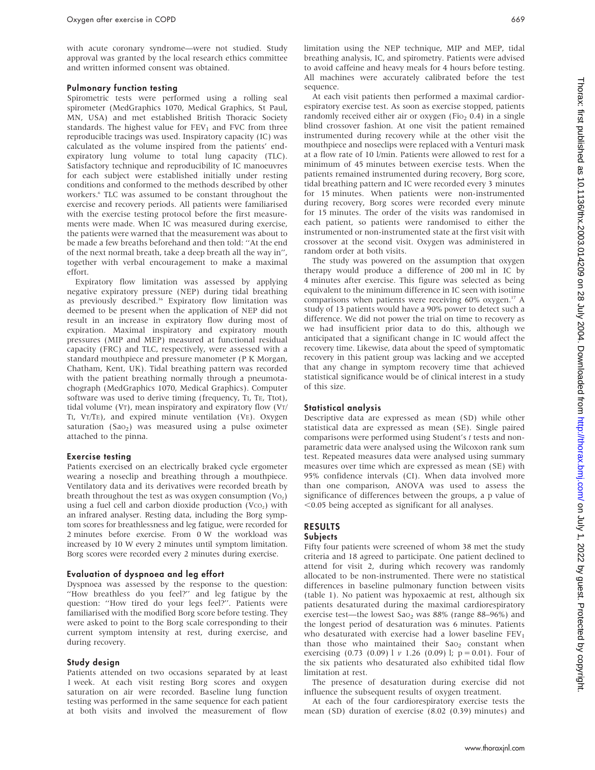with acute coronary syndrome—were not studied. Study approval was granted by the local research ethics committee and written informed consent was obtained.

### Pulmonary function testing

Spirometric tests were performed using a rolling seal spirometer (MedGraphics 1070, Medical Graphics, St Paul, MN, USA) and met established British Thoracic Society standards. The highest value for $FEV_1$ and FVC from three reproducible tracings was used. Inspiratory capacity (IC) was calculated as the volume inspired from the patients' end-expiratory lung volume to total lung capacity (TLC). Satisfactory technique and reproducibility of IC manoeuvres for each subject were established initially under resting conditions and conformed to the methods described by other workers.[6] TLC was assumed to be constant throughout the exercise and recovery periods. All patients were familiarised with the exercise testing protocol before the first measurements were made. When IC was measured during exercise, the patients were warned that the measurement was about to be made a few breaths beforehand and then told: "At the end of the next normal breath, take a deep breath all the way in", together with verbal encouragement to make a maximal effort.

Expiratory flow limitation was assessed by applying negative expiratory pressure (NEP) during tidal breathing as previously described.[16] Expiratory flow limitation was deemed to be present when the application of NEP did not result in an increase in expiratory flow during most of expiration. Maximal inspiratory and expiratory mouth pressures (MIP and MEP) measured at functional residual capacity (FRC) and TLC, respectively, were assessed with a standard mouthpiece and pressure manometer (P K Morgan, Chatham, Kent, UK). Tidal breathing pattern was recorded with the patient breathing normally through a pneumotachograph (MedGraphics 1070, Medical Graphics). Computer software was used to derive timing (frequency, $T_I$, $T_E$, Ttot), tidal volume ($V_T$), mean inspiratory and expiratory flow ($V_T/T_I$, $V_T/T_E$), and expired minute ventilation ($V_E$). Oxygen saturation ($SaO_2$) was measured using a pulse oximeter attached to the pinna.

### Exercise testing

Patients exercised on an electrically braked cycle ergometer wearing a noseclip and breathing through a mouthpiece. Ventilatory data and its derivatives were recorded breath by breath throughout the test as was oxygen consumption ($VO_2$) using a fuel cell and carbon dioxide production ($VCO_2$) with an infrared analyser. Resting data, including the Borg symptom scores for breathlessness and leg fatigue, were recorded for 2 minutes before exercise. From 0 W the workload was increased by 10 W every 2 minutes until symptom limitation. Borg scores were recorded every 2 minutes during exercise.

### Evaluation of dyspnoea and leg effort

Dyspnoea was assessed by the response to the question: "How breathless do you feel?" and leg fatigue by the question: "How tired do your legs feel?". Patients were familiarised with the modified Borg score before testing. They were asked to point to the Borg scale corresponding to their current symptom intensity at rest, during exercise, and during recovery.

### Study design

Patients attended on two occasions separated by at least 1 week. At each visit resting Borg scores and oxygen saturation on air were recorded. Baseline lung function testing was performed in the same sequence for each patient at both visits and involved the measurement of flow limitation using the NEP technique, MIP and MEP, tidal breathing analysis, IC, and spirometry. Patients were advised to avoid caffeine and heavy meals for 4 hours before testing. All machines were accurately calibrated before the test sequence.

At each visit patients then performed a maximal cardiorespiratory exercise test. As soon as exercise stopped, patients randomly received either air or oxygen ($FiO_2$ 0.4) in a single blind crossover fashion. At one visit the patient remained instrumented during recovery while at the other visit the mouthpiece and noseclips were replaced with a Venturi mask at a flow rate of 10 l/min. Patients were allowed to rest for a minimum of 45 minutes between exercise tests. When the patients remained instrumented during recovery, Borg score, tidal breathing pattern and IC were recorded every 3 minutes for 15 minutes. When patients were non-instrumented during recovery, Borg scores were recorded every minute for 15 minutes. The order of the visits was randomised in each patient, so patients were randomised to either the instrumented or non-instrumented state at the first visit with crossover at the second visit. Oxygen was administered in random order at both visits.

The study was powered on the assumption that oxygen therapy would produce a difference of 200 ml in IC by 4 minutes after exercise. This figure was selected as being equivalent to the minimum difference in IC seen with isotime comparisons when patients were receiving 60% oxygen.[17] A study of 13 patients would have a 90% power to detect such a difference. We did not power the trial on time to recovery as we had insufficient prior data to do this, although we anticipated that a significant change in IC would affect the recovery time. Likewise, data about the speed of symptomatic recovery in this patient group was lacking and we accepted that any change in symptom recovery time that achieved statistical significance would be of clinical interest in a study of this size.

### Statistical analysis

Descriptive data are expressed as mean (SD) while other statistical data are expressed as mean (SE). Single paired comparisons were performed using Student's *t* tests and non-parametric data were analysed using the Wilcoxon rank sum test. Repeated measures data were analysed using summary measures over time which are expressed as mean (SE) with 95% confidence intervals (CI). When data involved more than one comparison, ANOVA was used to assess the significance of differences between the groups, a p value of $<0.05$ being accepted as significant for all analyses.

## RESULTS

### Subjects

Fifty four patients were screened of whom 38 met the study criteria and 18 agreed to participate. One patient declined to attend for visit 2, during which recovery was randomly allocated to be non-instrumented. There were no statistical differences in baseline pulmonary function between visits (table 1). No patient was hypoxaemic at rest, although six patients desaturated during the maximal cardiorespiratory exercise test—the lowest $SaO_2$ was 88% (range 88–96%) and the longest period of desaturation was 6 minutes. Patients who desaturated with exercise had a lower baseline $FEV_1$ than those who maintained their $SaO_2$ constant when exercising (0.73 (0.09) l *v* 1.26 (0.09) l; p = 0.01). Four of the six patients who desaturated also exhibited tidal flow limitation at rest.

The presence of desaturation during exercise did not influence the subsequent results of oxygen treatment.

At each of the four cardiorespiratory exercise tests the mean (SD) duration of exercise (8.02 (0.39) minutes) and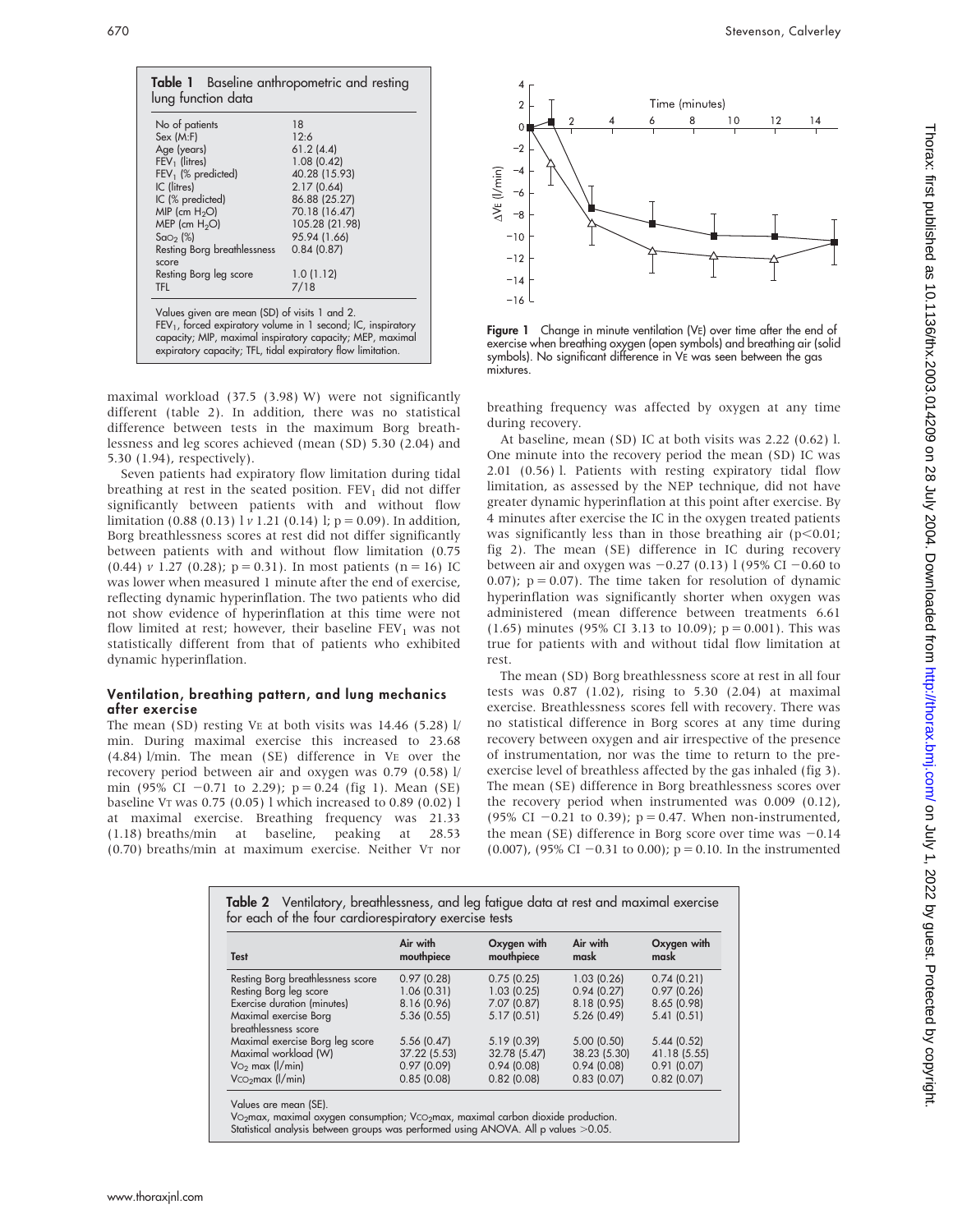**Table 1** Baseline anthropometric and resting lung function data

| | |
|---|---|
| No of patients | 18 |
| Sex (M:F) | 12:6 |
| Age (years) | 61.2 (4.4) |
| $FEV_1$ (litres) | 1.08 (0.42) |
| $FEV_1$ (% predicted) | 40.28 (15.93) |
| IC (litres) | 2.17 (0.64) |
| IC (% predicted) | 86.88 (25.27) |
| MIP (cm $H_2O$) | 70.18 (16.47) |
| MEP (cm $H_2O$) | 105.28 (21.98) |
| $SaO_2$ (%) | 95.94 (1.66) |
| Resting Borg breathlessness score | 0.84 (0.87) |
| Resting Borg leg score | 1.0 (1.12) |
| TFL | 7/18 |

Values given are mean (SD) of visits 1 and 2.
$FEV_1$, forced expiratory volume in 1 second; IC, inspiratory capacity; MIP, maximal inspiratory capacity; MEP, maximal expiratory capacity; TFL, tidal expiratory flow limitation.

maximal workload (37.5 (3.98) W) were not significantly different (table 2). In addition, there was no statistical difference between tests in the maximum Borg breathlessness and leg scores achieved (mean (SD) 5.30 (2.04) and 5.30 (1.94), respectively).

Seven patients had expiratory flow limitation during tidal breathing at rest in the seated position. $FEV_1$ did not differ significantly between patients with and without flow limitation (0.88 (0.13) l *v* 1.21 (0.14) l; p = 0.09). In addition, Borg breathlessness scores at rest did not differ significantly between patients with and without flow limitation (0.75 (0.44) *v* 1.27 (0.28); p = 0.31). In most patients (n = 16) IC was lower when measured 1 minute after the end of exercise, reflecting dynamic hyperinflation. The two patients who did not show evidence of hyperinflation at this time were not flow limited at rest; however, their baseline $FEV_1$ was not statistically different from that of patients who exhibited dynamic hyperinflation.

### Ventilation, breathing pattern, and lung mechanics after exercise

The mean (SD) resting $V_E$ at both visits was 14.46 (5.28) l/min. During maximal exercise this increased to 23.68 (4.84) l/min. The mean (SE) difference in $V_E$ over the recovery period between air and oxygen was 0.79 (0.58) l/min (95% CI −0.71 to 2.29); p = 0.24 (fig 1). Mean (SE) baseline $V_T$ was 0.75 (0.05) l which increased to 0.89 (0.02) l at maximal exercise. Breathing frequency was 21.33 (1.18) breaths/min at baseline, peaking at 28.53 (0.70) breaths/min at maximum exercise. Neither $V_T$ nor breathing frequency was affected by oxygen at any time during recovery.

**Figure 1** Change in minute ventilation ($V_E$) over time after the end of exercise when breathing oxygen (open symbols) and breathing air (solid symbols). No significant difference in $V_E$ was seen between the gas mixtures.

At baseline, mean (SD) IC at both visits was 2.22 (0.62) l. One minute into the recovery period the mean (SD) IC was 2.01 (0.56) l. Patients with resting expiratory tidal flow limitation, as assessed by the NEP technique, did not have greater dynamic hyperinflation at this point after exercise. By 4 minutes after exercise the IC in the oxygen treated patients was significantly less than in those breathing air ($p<0.01$; fig 2). The mean (SE) difference in IC during recovery between air and oxygen was −0.27 (0.13) l (95% CI −0.60 to 0.07); p = 0.07). The time taken for resolution of dynamic hyperinflation was significantly shorter when oxygen was administered (mean difference between treatments 6.61 (1.65) minutes (95% CI 3.13 to 10.09); p = 0.001). This was true for patients with and without tidal flow limitation at rest.

The mean (SD) Borg breathlessness score at rest in all four tests was 0.87 (1.02), rising to 5.30 (2.04) at maximal exercise. Breathlessness scores fell with recovery. There was no statistical difference in Borg scores at any time during recovery between oxygen and air irrespective of the presence of instrumentation, nor was the time to return to the pre-exercise level of breathless affected by the gas inhaled (fig 3). The mean (SE) difference in Borg breathlessness scores over the recovery period when instrumented was 0.009 (0.12), (95% CI −0.21 to 0.39); p = 0.47. When non-instrumented, the mean (SE) difference in Borg score over time was −0.14 (0.007), (95% CI −0.31 to 0.00); p = 0.10. In the instrumented

**Table 2** Ventilatory, breathlessness, and leg fatigue data at rest and maximal exercise for each of the four cardiorespiratory exercise tests

| Test | Air with mouthpiece | Oxygen with mouthpiece | Air with mask | Oxygen with mask |
|---|---|---|---|---|
| Resting Borg breathlessness score | 0.97 (0.28) | 0.75 (0.25) | 1.03 (0.26) | 0.74 (0.21) |
| Resting Borg leg score | 1.06 (0.31) | 1.03 (0.25) | 0.94 (0.27) | 0.97 (0.26) |
| Exercise duration (minutes) | 8.16 (0.96) | 7.07 (0.87) | 8.18 (0.95) | 8.65 (0.98) |
| Maximal exercise Borg breathlessness score | 5.36 (0.55) | 5.17 (0.51) | 5.26 (0.49) | 5.41 (0.51) |
| Maximal exercise Borg leg score | 5.56 (0.47) | 5.19 (0.39) | 5.00 (0.50) | 5.44 (0.52) |
| Maximal workload (W) | 37.22 (5.53) | 32.78 (5.47) | 38.23 (5.30) | 41.18 (5.55) |
| $VO_2$ max (l/min) | 0.97 (0.09) | 0.94 (0.08) | 0.94 (0.08) | 0.91 (0.07) |
| $VCO_2$max (l/min) | 0.85 (0.08) | 0.82 (0.08) | 0.83 (0.07) | 0.82 (0.07) |

Values are mean (SE).
$VO_2$max, maximal oxygen consumption; $VCO_2$max, maximal carbon dioxide production.
Statistical analysis between groups was performed using ANOVA. All p values >0.05.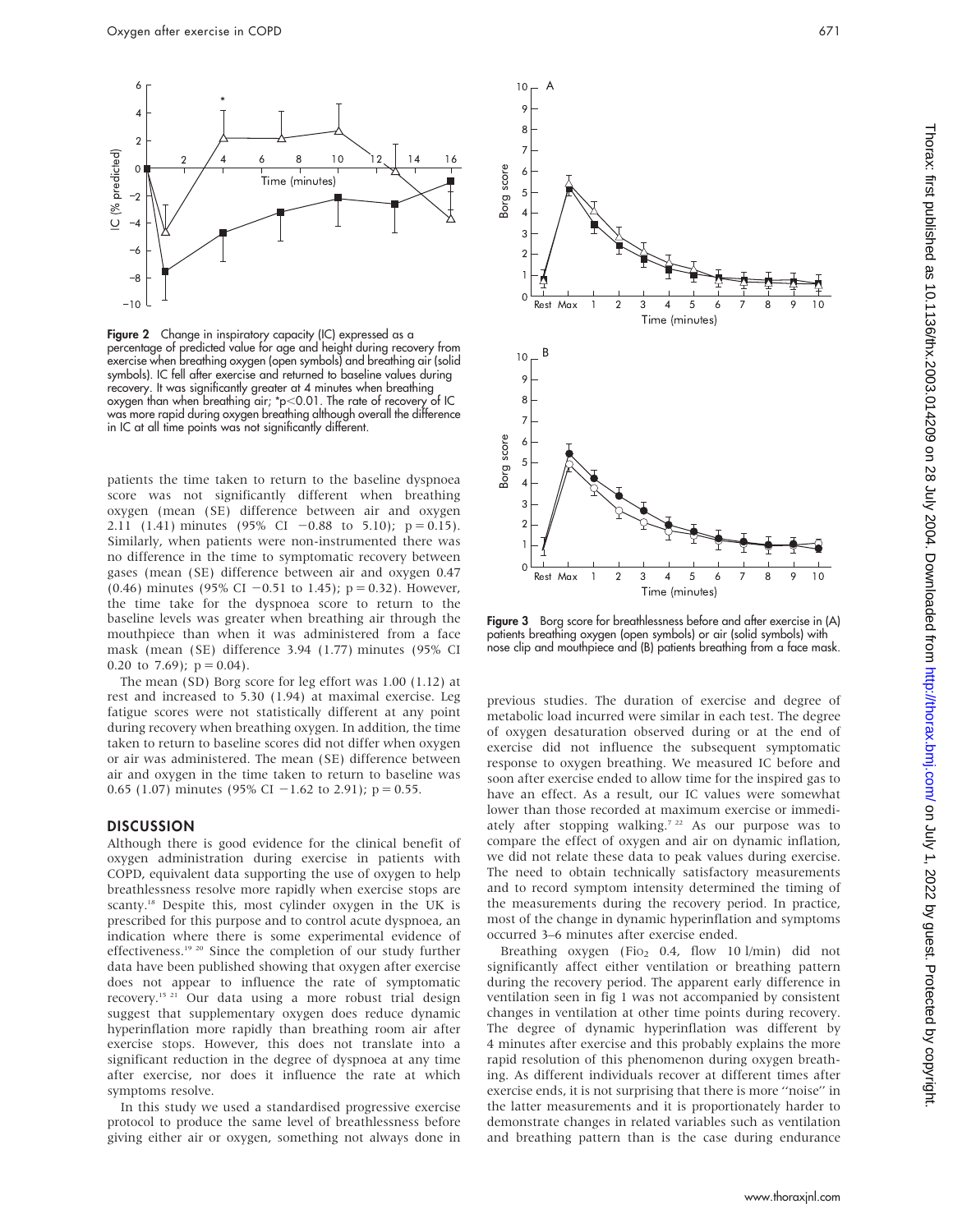IC (% predicted)

6
4
2
0
−2
−4
−6
−8
−10

*

2 4 6 8 10 12 14 16

Time (minutes)

**Figure 2** Change in inspiratory capacity (IC) expressed as a percentage of predicted value for age and height during recovery from exercise when breathing oxygen (open symbols) and breathing air (solid symbols). IC fell after exercise and returned to baseline values during recovery. It was significantly greater at 4 minutes when breathing oxygen than when breathing air; *p<0.01. The rate of recovery of IC was more rapid during oxygen breathing although overall the difference in IC at all time points was not significantly different.

patients the time taken to return to the baseline dyspnoea score was not significantly different when breathing oxygen (mean (SE) difference between air and oxygen 2.11 (1.41) minutes (95% CI −0.88 to 5.10); p = 0.15). Similarly, when patients were non-instrumented there was no difference in the time to symptomatic recovery between gases (mean (SE) difference between air and oxygen 0.47 (0.46) minutes (95% CI −0.51 to 1.45); p = 0.32). However, the time take for the dyspnoea score to return to the baseline levels was greater when breathing air through the mouthpiece than when it was administered from a face mask (mean (SE) difference 3.94 (1.77) minutes (95% CI 0.20 to 7.69); p = 0.04).

The mean (SD) Borg score for leg effort was 1.00 (1.12) at rest and increased to 5.30 (1.94) at maximal exercise. Leg fatigue scores were not statistically different at any point during recovery when breathing oxygen. In addition, the time taken to return to baseline scores did not differ when oxygen or air was administered. The mean (SE) difference between air and oxygen in the time taken to return to baseline was 0.65 (1.07) minutes (95% CI −1.62 to 2.91); p = 0.55.

## DISCUSSION

Although there is good evidence for the clinical benefit of oxygen administration during exercise in patients with COPD, equivalent data supporting the use of oxygen to help breathlessness resolve more rapidly when exercise stops are scanty.[18] Despite this, most cylinder oxygen in the UK is prescribed for this purpose and to control acute dyspnoea, an indication where there is some experimental evidence of effectiveness.[19,20] Since the completion of our study further data have been published showing that oxygen after exercise does not appear to influence the rate of symptomatic recovery.[15,21] Our data using a more robust trial design suggest that supplementary oxygen does reduce dynamic hyperinflation more rapidly than breathing room air after exercise stops. However, this does not translate into a significant reduction in the degree of dyspnoea at any time after exercise, nor does it influence the rate at which symptoms resolve.

In this study we used a standardised progressive exercise protocol to produce the same level of breathlessness before giving either air or oxygen, something not always done in previous studies. The duration of exercise and degree of metabolic load incurred were similar in each test. The degree of oxygen desaturation observed during or at the end of exercise did not influence the subsequent symptomatic response to oxygen breathing. We measured IC before and soon after exercise ended to allow time for the inspired gas to have an effect. As a result, our IC values were somewhat lower than those recorded at maximum exercise or immediately after stopping walking.[7,22] As our purpose was to compare the effect of oxygen and air on dynamic inflation, we did not relate these data to peak values during exercise. The need to obtain technically satisfactory measurements and to record symptom intensity determined the timing of the measurements during the recovery period. In practice, most of the change in dynamic hyperinflation and symptoms occurred 3–6 minutes after exercise ended.

Breathing oxygen ($F_{IO_2}$ 0.4, flow 10 l/min) did not significantly affect either ventilation or breathing pattern during the recovery period. The apparent early difference in ventilation seen in fig 1 was not accompanied by consistent changes in ventilation at other time points during recovery. The degree of dynamic hyperinflation was different by 4 minutes after exercise and this probably explains the more rapid resolution of this phenomenon during oxygen breathing. As different individuals recover at different times after exercise ends, it is not surprising that there is more "noise" in the latter measurements and it is proportionately harder to demonstrate changes in related variables such as ventilation and breathing pattern than is the case during endurance

A

Borg score

10
9
8
7
6
5
4
3
2
1
0

Rest Max 1 2 3 4 5 6 7 8 9 10

Time (minutes)

B

Borg score

10
9
8
7
6
5
4
3
2
1
0

Rest Max 1 2 3 4 5 6 7 8 9 10

Time (minutes)

**Figure 3** Borg score for breathlessness before and after exercise in (A) patients breathing oxygen (open symbols) or air (solid symbols) with nose clip and mouthpiece and (B) patients breathing from a face mask.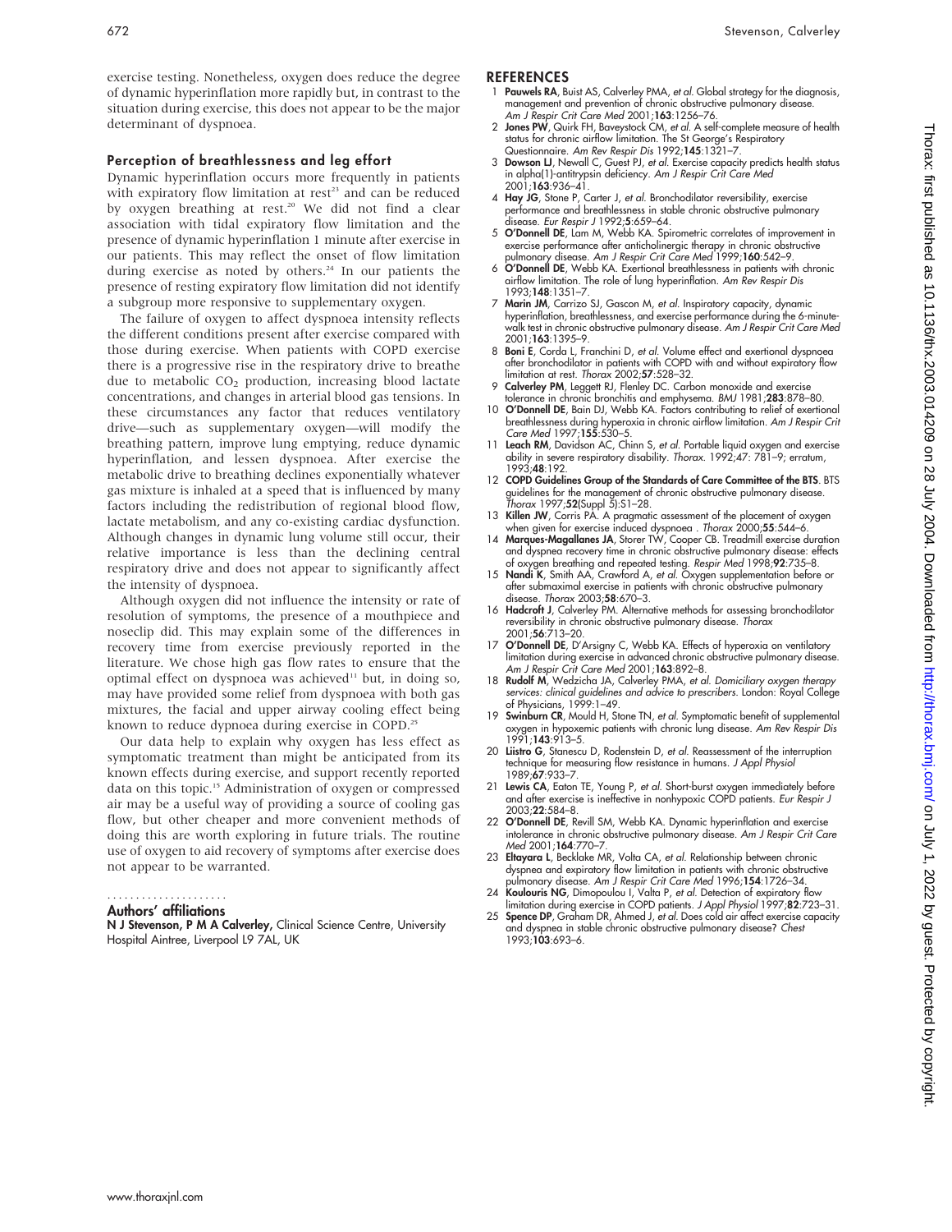exercise testing. Nonetheless, oxygen does reduce the degree of dynamic hyperinflation more rapidly but, in contrast to the situation during exercise, this does not appear to be the major determinant of dyspnoea.

### Perception of breathlessness and leg effort

Dynamic hyperinflation occurs more frequently in patients with expiratory flow limitation at rest[23] and can be reduced by oxygen breathing at rest.[20] We did not find a clear association with tidal expiratory flow limitation and the presence of dynamic hyperinflation 1 minute after exercise in our patients. This may reflect the onset of flow limitation during exercise as noted by others.[24] In our patients the presence of resting expiratory flow limitation did not identify a subgroup more responsive to supplementary oxygen.

The failure of oxygen to affect dyspnoea intensity reflects the different conditions present after exercise compared with those during exercise. When patients with COPD exercise there is a progressive rise in the respiratory drive to breathe due to metabolic $CO_2$ production, increasing blood lactate concentrations, and changes in arterial blood gas tensions. In these circumstances any factor that reduces ventilatory drive—such as supplementary oxygen—will modify the breathing pattern, improve lung emptying, reduce dynamic hyperinflation, and lessen dyspnoea. After exercise the metabolic drive to breathing declines exponentially whatever gas mixture is inhaled at a speed that is influenced by many factors including the redistribution of regional blood flow, lactate metabolism, and any co-existing cardiac dysfunction. Although changes in dynamic lung volume still occur, their relative importance is less than the declining central respiratory drive and does not appear to significantly affect the intensity of dyspnoea.

Although oxygen did not influence the intensity or rate of resolution of symptoms, the presence of a mouthpiece and noseclip did. This may explain some of the differences in recovery time from exercise previously reported in the literature. We chose high gas flow rates to ensure that the optimal effect on dyspnoea was achieved[11] but, in doing so, may have provided some relief from dyspnoea with both gas mixtures, the facial and upper airway cooling effect being known to reduce dypnoea during exercise in COPD.[25]

Our data help to explain why oxygen has less effect as symptomatic treatment than might be anticipated from its known effects during exercise, and support recently reported data on this topic.[15] Administration of oxygen or compressed air may be a useful way of providing a source of cooling gas flow, but other cheaper and more convenient methods of doing this are worth exploring in future trials. The routine use of oxygen to aid recovery of symptoms after exercise does not appear to be warranted.

### Authors' affiliations

**N J Stevenson, P M A Calverley,** Clinical Science Centre, University Hospital Aintree, Liverpool L9 7AL, UK

## REFERENCES

1. **Pauwels RA**, Buist AS, Calverley PMA, *et al*. Global strategy for the diagnosis, management and prevention of chronic obstructive pulmonary disease. *Am J Respir Crit Care Med* 2001;**163**:1256–76.
2. **Jones PW**, Quirk FH, Baveystock CM, *et al*. A self-complete measure of health status for chronic airflow limitation. The St George's Respiratory Questionnaire. *Am Rev Respir Dis* 1992;**145**:1321–7.
3. **Dowson LJ**, Newall C, Guest PJ, *et al*. Exercise capacity predicts health status in alpha(1)-antitrypsin deficiency. *Am J Respir Crit Care Med* 2001;**163**:936–41.
4. **Hay JG**, Stone P, Carter J, *et al*. Bronchodilator reversibility, exercise performance and breathlessness in stable chronic obstructive pulmonary disease. *Eur Respir J* 1992;**5**:659–64.
5. **O'Donnell DE**, Lam M, Webb KA. Spirometric correlates of improvement in exercise performance after anticholinergic therapy in chronic obstructive pulmonary disease. *Am J Respir Crit Care Med* 1999;**160**:542–9.
6. **O'Donnell DE**, Webb KA. Exertional breathlessness in patients with chronic airflow limitation. The role of lung hyperinflation. *Am Rev Respir Dis* 1993;**148**:1351–7.
7. **Marin JM**, Carrizo SJ, Gascon M, *et al*. Inspiratory capacity, dynamic hyperinflation, breathlessness, and exercise performance during the 6-minute-walk test in chronic obstructive pulmonary disease. *Am J Respir Crit Care Med* 2001;**163**:1395–9.
8. **Boni E**, Corda L, Franchini D, *et al*. Volume effect and exertional dyspnoea after bronchodilator in patients with COPD with and without expiratory flow limitation at rest. *Thorax* 2002;**57**:528–32.
9. **Calverley PM**, Leggett RJ, Flenley DC. Carbon monoxide and exercise tolerance in chronic bronchitis and emphysema. *BMJ* 1981;**283**:878–80.
10. **O'Donnell DE**, Bain DJ, Webb KA. Factors contributing to relief of exertional breathlessness during hyperoxia in chronic airflow limitation. *Am J Respir Crit Care Med* 1997;**155**:530–5.
11. **Leach RM**, Davidson AC, Chinn S, *et al*. Portable liquid oxygen and exercise ability in severe respiratory disability. *Thorax*. 1992;47: 781–9; erratum, 1993;**48**:192.
12. **COPD Guidelines Group of the Standards of Care Committee of the BTS**. BTS guidelines for the management of chronic obstructive pulmonary disease. *Thorax* 1997;**52**(Suppl 5):S1–28.
13. **Killen JW**, Corris PA. A pragmatic assessment of the placement of oxygen when given for exercise induced dyspnoea . *Thorax* 2000;**55**:544–6.
14. **Marques-Magallanes JA**, Storer TW, Cooper CB. Treadmill exercise duration and dyspnea recovery time in chronic obstructive pulmonary disease: effects of oxygen breathing and repeated testing. *Respir Med* 1998;**92**:735–8.
15. **Nandi K**, Smith AA, Crawford A, *et al*. Oxygen supplementation before or after submaximal exercise in patients with chronic obstructive pulmonary disease. *Thorax* 2003;**58**:670–3.
16. **Hadcroft J**, Calverley PM. Alternative methods for assessing bronchodilator reversibility in chronic obstructive pulmonary disease. *Thorax* 2001;**56**:713–20.
17. **O'Donnell DE**, D'Arsigny C, Webb KA. Effects of hyperoxia on ventilatory limitation during exercise in advanced chronic obstructive pulmonary disease. *Am J Respir Crit Care Med* 2001;**163**:892–8.
18. **Rudolf M**, Wedzicha JA, Calverley PMA, *et al*. *Domiciliary oxygen therapy services: clinical guidelines and advice to prescribers*. London: Royal College of Physicians, 1999:1–49.
19. **Swinburn CR**, Mould H, Stone TN, *et al*. Symptomatic benefit of supplemental oxygen in hypoxemic patients with chronic lung disease. *Am Rev Respir Dis* 1991;**143**:913–5.
20. **Liistro G**, Stanescu D, Rodenstein D, *et al*. Reassessment of the interruption technique for measuring flow resistance in humans. *J Appl Physiol* 1989;**67**:933–7.
21. **Lewis CA**, Eaton TE, Young P, *et al*. Short-burst oxygen immediately before and after exercise is ineffective in nonhypoxic COPD patients. *Eur Respir J* 2003;**22**:584–8.
22. **O'Donnell DE**, Revill SM, Webb KA. Dynamic hyperinflation and exercise intolerance in chronic obstructive pulmonary disease. *Am J Respir Crit Care Med* 2001;**164**:770–7.
23. **Eltayara L**, Becklake MR, Volta CA, *et al*. Relationship between chronic dyspnea and expiratory flow limitation in patients with chronic obstructive pulmonary disease. *Am J Respir Crit Care Med* 1996;**154**:1726–34.
24. **Koulouris NG**, Dimopoulou I, Valta P, *et al*. Detection of expiratory flow limitation during exercise in COPD patients. *J Appl Physiol* 1997;**82**:723–31.
25. **Spence DP**, Graham DR, Ahmed J, *et al*. Does cold air affect exercise capacity and dyspnea in stable chronic obstructive pulmonary disease? *Chest* 1993;**103**:693–6.